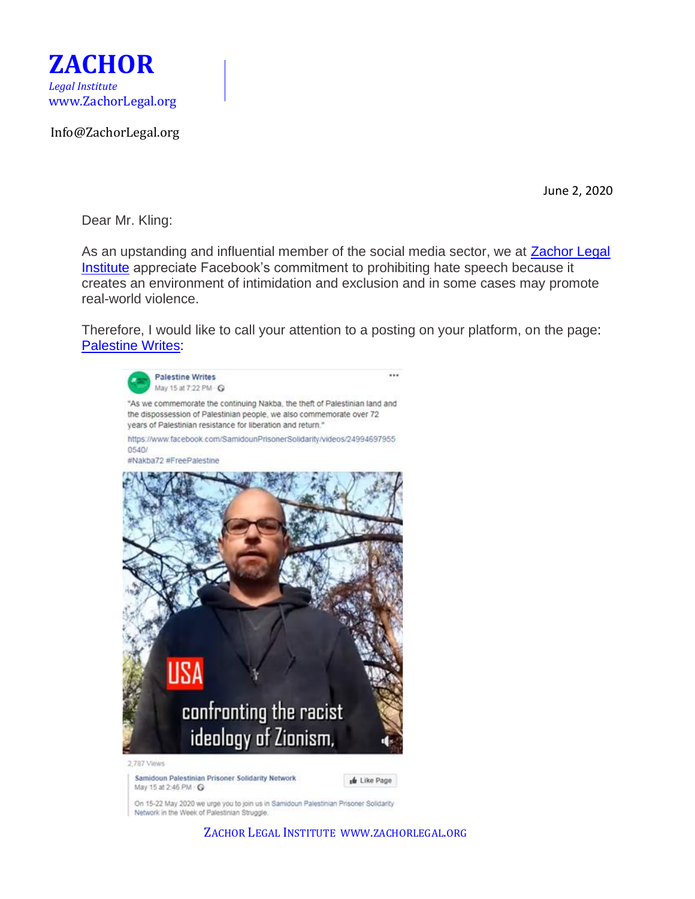# ZACHOR

*Legal Institute*
www.ZachorLegal.org

Info@ZachorLegal.org

June 2, 2020

Dear Mr. Kling:

As an upstanding and influential member of the social media sector, we at [Zachor Legal Institute]() appreciate Facebook's commitment to prohibiting hate speech because it creates an environment of intimidation and exclusion and in some cases may promote real-world violence.

Therefore, I would like to call your attention to a posting on your platform, on the page: [Palestine Writes]():

Palestine Writes
May 15 at 7:22 PM

"As we commemorate the continuing Nakba, the theft of Palestinian land and the dispossession of Palestinian people, we also commemorate over 72 years of Palestinian resistance for liberation and return."

https://www.facebook.com/SamidounPrisonerSolidarity/videos/24994697955 0540/

#Nakba72 #FreePalestine

USA

confronting the racist ideology of Zionism,

2,787 Views

Samidoun Palestinian Prisoner Solidarity Network
May 15 at 2:46 PM

Like Page

On 15-22 May 2020 we urge you to join us in Samidoun Palestinian Prisoner Solidarity Network in the Week of Palestinian Struggle.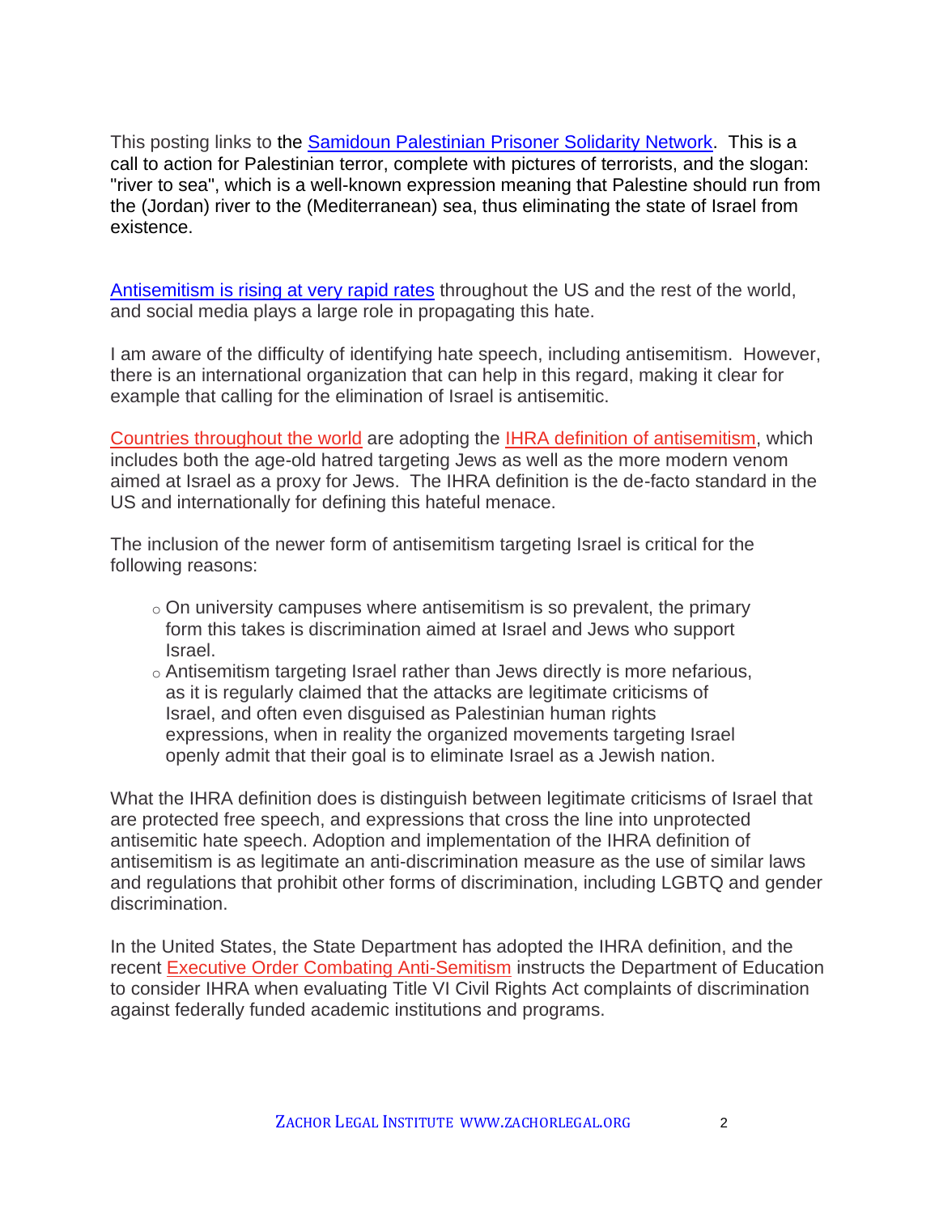This posting links to the Samidoun Palestinian Prisoner Solidarity Network. This is a call to action for Palestinian terror, complete with pictures of terrorists, and the slogan: "river to sea", which is a well-known expression meaning that Palestine should run from the (Jordan) river to the (Mediterranean) sea, thus eliminating the state of Israel from existence.

Antisemitism is rising at very rapid rates throughout the US and the rest of the world, and social media plays a large role in propagating this hate.

I am aware of the difficulty of identifying hate speech, including antisemitism. However, there is an international organization that can help in this regard, making it clear for example that calling for the elimination of Israel is antisemitic.

Countries throughout the world are adopting the IHRA definition of antisemitism, which includes both the age-old hatred targeting Jews as well as the more modern venom aimed at Israel as a proxy for Jews. The IHRA definition is the de-facto standard in the US and internationally for defining this hateful menace.

The inclusion of the newer form of antisemitism targeting Israel is critical for the following reasons:

- On university campuses where antisemitism is so prevalent, the primary form this takes is discrimination aimed at Israel and Jews who support Israel.
- Antisemitism targeting Israel rather than Jews directly is more nefarious, as it is regularly claimed that the attacks are legitimate criticisms of Israel, and often even disguised as Palestinian human rights expressions, when in reality the organized movements targeting Israel openly admit that their goal is to eliminate Israel as a Jewish nation.

What the IHRA definition does is distinguish between legitimate criticisms of Israel that are protected free speech, and expressions that cross the line into unprotected antisemitic hate speech. Adoption and implementation of the IHRA definition of antisemitism is as legitimate an anti-discrimination measure as the use of similar laws and regulations that prohibit other forms of discrimination, including LGBTQ and gender discrimination.

In the United States, the State Department has adopted the IHRA definition, and the recent Executive Order Combating Anti-Semitism instructs the Department of Education to consider IHRA when evaluating Title VI Civil Rights Act complaints of discrimination against federally funded academic institutions and programs.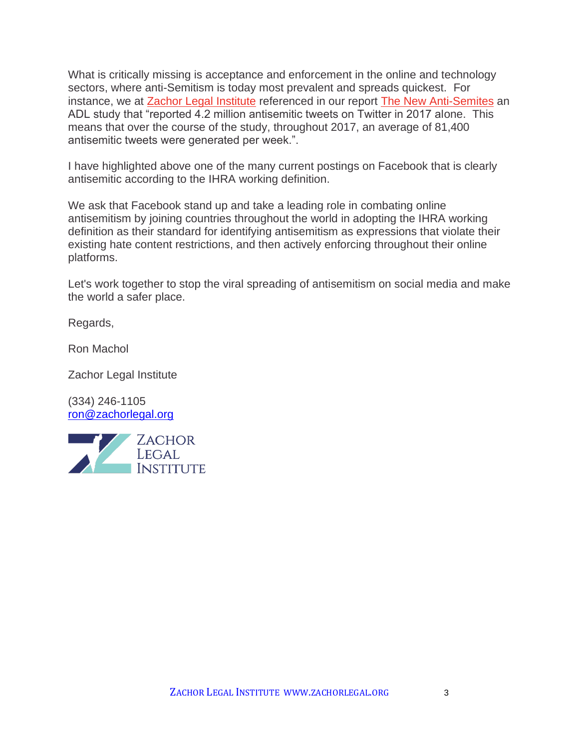What is critically missing is acceptance and enforcement in the online and technology sectors, where anti-Semitism is today most prevalent and spreads quickest. For instance, we at Zachor Legal Institute referenced in our report The New Anti-Semites an ADL study that "reported 4.2 million antisemitic tweets on Twitter in 2017 alone. This means that over the course of the study, throughout 2017, an average of 81,400 antisemitic tweets were generated per week.".

I have highlighted above one of the many current postings on Facebook that is clearly antisemitic according to the IHRA working definition.

We ask that Facebook stand up and take a leading role in combating online antisemitism by joining countries throughout the world in adopting the IHRA working definition as their standard for identifying antisemitism as expressions that violate their existing hate content restrictions, and then actively enforcing throughout their online platforms.

Let's work together to stop the viral spreading of antisemitism on social media and make the world a safer place.

Regards,

Ron Machol

Zachor Legal Institute

(334) 246-1105
ron@zachorlegal.org

ZACHOR LEGAL INSTITUTE